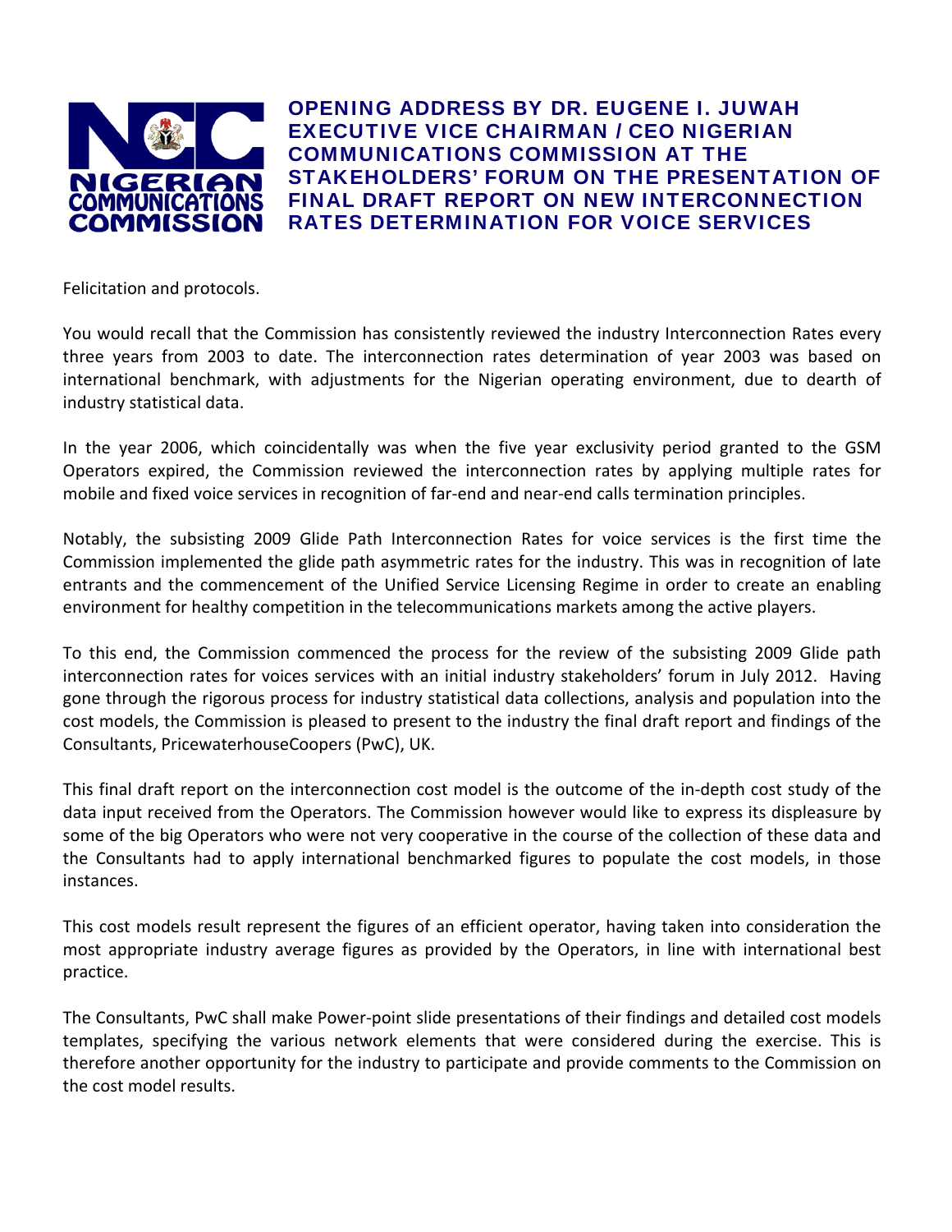# OPENING ADDRESS BY DR. EUGENE I. JUWAH EXECUTIVE VICE CHAIRMAN / CEO NIGERIAN COMMUNICATIONS COMMISSION AT THE STAKEHOLDERS' FORUM ON THE PRESENTATION OF FINAL DRAFT REPORT ON NEW INTERCONNECTION RATES DETERMINATION FOR VOICE SERVICES

Felicitation and protocols.

You would recall that the Commission has consistently reviewed the industry Interconnection Rates every three years from 2003 to date. The interconnection rates determination of year 2003 was based on international benchmark, with adjustments for the Nigerian operating environment, due to dearth of industry statistical data.

In the year 2006, which coincidentally was when the five year exclusivity period granted to the GSM Operators expired, the Commission reviewed the interconnection rates by applying multiple rates for mobile and fixed voice services in recognition of far-end and near-end calls termination principles.

Notably, the subsisting 2009 Glide Path Interconnection Rates for voice services is the first time the Commission implemented the glide path asymmetric rates for the industry. This was in recognition of late entrants and the commencement of the Unified Service Licensing Regime in order to create an enabling environment for healthy competition in the telecommunications markets among the active players.

To this end, the Commission commenced the process for the review of the subsisting 2009 Glide path interconnection rates for voices services with an initial industry stakeholders' forum in July 2012. Having gone through the rigorous process for industry statistical data collections, analysis and population into the cost models, the Commission is pleased to present to the industry the final draft report and findings of the Consultants, PricewaterhouseCoopers (PwC), UK.

This final draft report on the interconnection cost model is the outcome of the in-depth cost study of the data input received from the Operators. The Commission however would like to express its displeasure by some of the big Operators who were not very cooperative in the course of the collection of these data and the Consultants had to apply international benchmarked figures to populate the cost models, in those instances.

This cost models result represent the figures of an efficient operator, having taken into consideration the most appropriate industry average figures as provided by the Operators, in line with international best practice.

The Consultants, PwC shall make Power-point slide presentations of their findings and detailed cost models templates, specifying the various network elements that were considered during the exercise. This is therefore another opportunity for the industry to participate and provide comments to the Commission on the cost model results.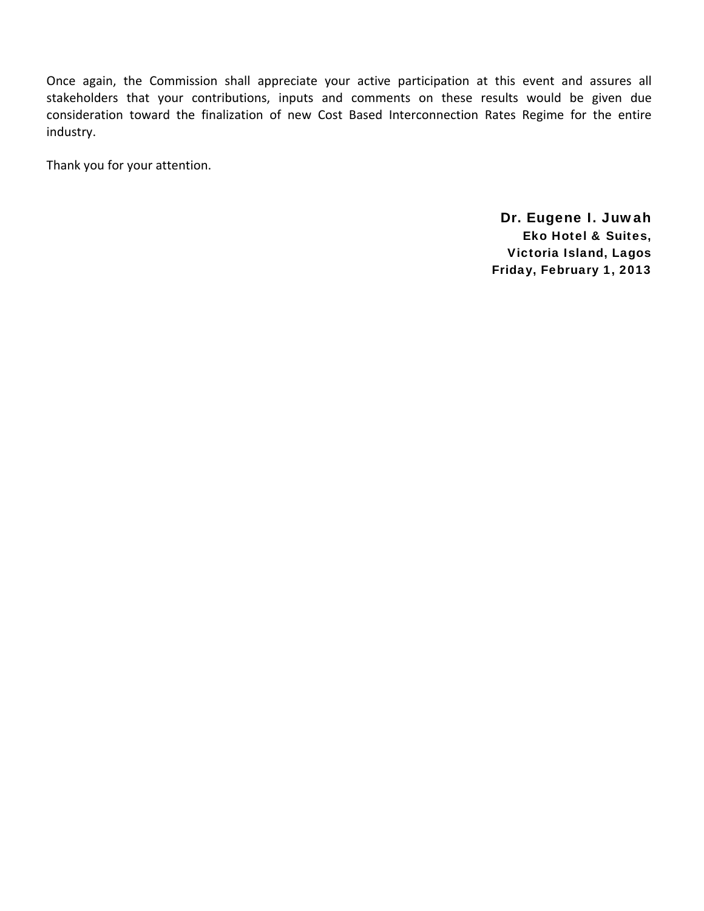Once again, the Commission shall appreciate your active participation at this event and assures all stakeholders that your contributions, inputs and comments on these results would be given due consideration toward the finalization of new Cost Based Interconnection Rates Regime for the entire industry.

Thank you for your attention.

**Dr. Eugene I. Juwah**
**Eko Hotel & Suites,**
**Victoria Island, Lagos**
**Friday, February 1, 2013**